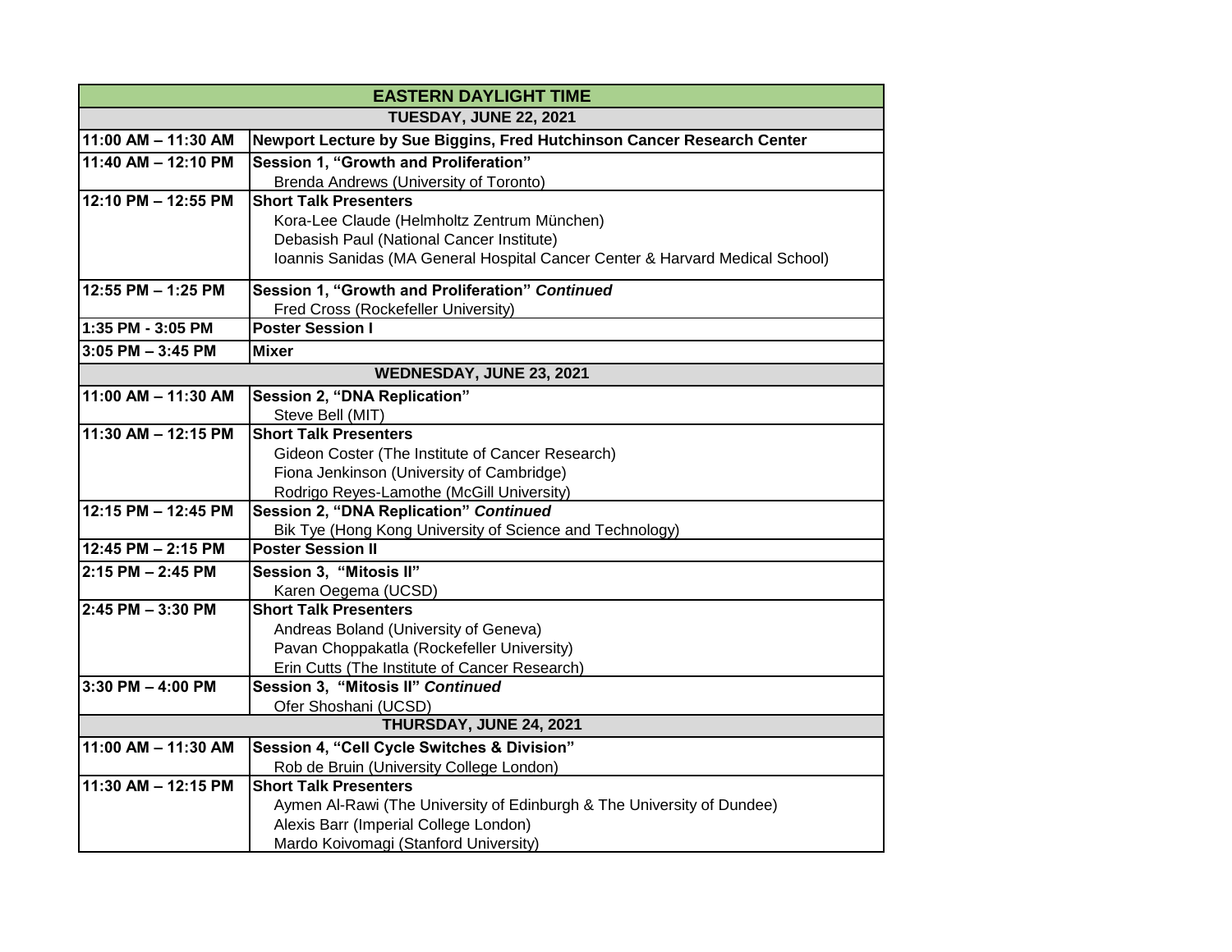| EASTERN DAYLIGHT TIME | |
|---|---|
| **TUESDAY, JUNE 22, 2021** | |
| **11:00 AM – 11:30 AM** | **Newport Lecture by Sue Biggins, Fred Hutchinson Cancer Research Center** |
| **11:40 AM – 12:10 PM** | **Session 1, "Growth and Proliferation"**<br>Brenda Andrews (University of Toronto) |
| **12:10 PM – 12:55 PM** | **Short Talk Presenters**<br>Kora-Lee Claude (Helmholtz Zentrum München)<br>Debasish Paul (National Cancer Institute)<br>Ioannis Sanidas (MA General Hospital Cancer Center & Harvard Medical School) |
| **12:55 PM – 1:25 PM** | **Session 1, "Growth and Proliferation"** ***Continued***<br>Fred Cross (Rockefeller University) |
| **1:35 PM - 3:05 PM** | **Poster Session I** |
| **3:05 PM – 3:45 PM** | **Mixer** |
| **WEDNESDAY, JUNE 23, 2021** | |
| **11:00 AM – 11:30 AM** | **Session 2, "DNA Replication"**<br>Steve Bell (MIT) |
| **11:30 AM – 12:15 PM** | **Short Talk Presenters**<br>Gideon Coster (The Institute of Cancer Research)<br>Fiona Jenkinson (University of Cambridge)<br>Rodrigo Reyes-Lamothe (McGill University) |
| **12:15 PM – 12:45 PM** | **Session 2, "DNA Replication"** ***Continued***<br>Bik Tye (Hong Kong University of Science and Technology) |
| **12:45 PM – 2:15 PM** | **Poster Session II** |
| **2:15 PM – 2:45 PM** | **Session 3, "Mitosis II"**<br>Karen Oegema (UCSD) |
| **2:45 PM – 3:30 PM** | **Short Talk Presenters**<br>Andreas Boland (University of Geneva)<br>Pavan Choppakatla (Rockefeller University)<br>Erin Cutts (The Institute of Cancer Research) |
| **3:30 PM – 4:00 PM** | **Session 3, "Mitosis II"** ***Continued***<br>Ofer Shoshani (UCSD) |
| **THURSDAY, JUNE 24, 2021** | |
| **11:00 AM – 11:30 AM** | **Session 4, "Cell Cycle Switches & Division"**<br>Rob de Bruin (University College London) |
| **11:30 AM – 12:15 PM** | **Short Talk Presenters**<br>Aymen Al-Rawi (The University of Edinburgh & The University of Dundee)<br>Alexis Barr (Imperial College London)<br>Mardo Koivomagi (Stanford University) |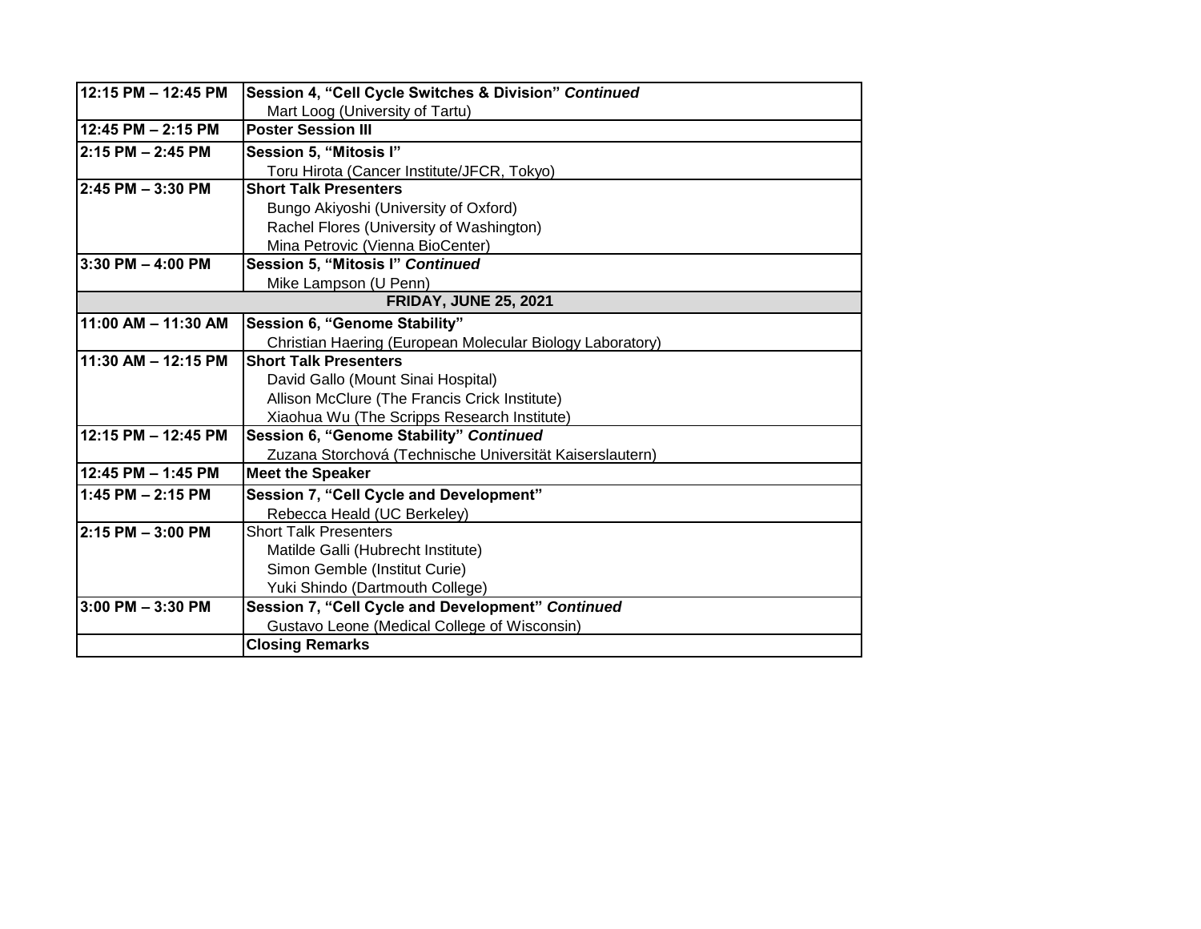| | |
|---|---|
| **12:15 PM – 12:45 PM** | **Session 4, "Cell Cycle Switches & Division"** ***Continued***<br>Mart Loog (University of Tartu) |
| **12:45 PM – 2:15 PM** | **Poster Session III** |
| **2:15 PM – 2:45 PM** | **Session 5, "Mitosis I"**<br>Toru Hirota (Cancer Institute/JFCR, Tokyo) |
| **2:45 PM – 3:30 PM** | **Short Talk Presenters**<br>Bungo Akiyoshi (University of Oxford)<br>Rachel Flores (University of Washington)<br>Mina Petrovic (Vienna BioCenter) |
| **3:30 PM – 4:00 PM** | **Session 5, "Mitosis I"** ***Continued***<br>Mike Lampson (U Penn) |
| **FRIDAY, JUNE 25, 2021** | |
| **11:00 AM – 11:30 AM** | **Session 6, "Genome Stability"**<br>Christian Haering (European Molecular Biology Laboratory) |
| **11:30 AM – 12:15 PM** | **Short Talk Presenters**<br>David Gallo (Mount Sinai Hospital)<br>Allison McClure (The Francis Crick Institute)<br>Xiaohua Wu (The Scripps Research Institute) |
| **12:15 PM – 12:45 PM** | **Session 6, "Genome Stability"** ***Continued***<br>Zuzana Storchová (Technische Universität Kaiserslautern) |
| **12:45 PM – 1:45 PM** | **Meet the Speaker** |
| **1:45 PM – 2:15 PM** | **Session 7, "Cell Cycle and Development"**<br>Rebecca Heald (UC Berkeley) |
| **2:15 PM – 3:00 PM** | Short Talk Presenters<br>Matilde Galli (Hubrecht Institute)<br>Simon Gemble (Institut Curie)<br>Yuki Shindo (Dartmouth College) |
| **3:00 PM – 3:30 PM** | **Session 7, "Cell Cycle and Development"** ***Continued***<br>Gustavo Leone (Medical College of Wisconsin) |
| | **Closing Remarks** |